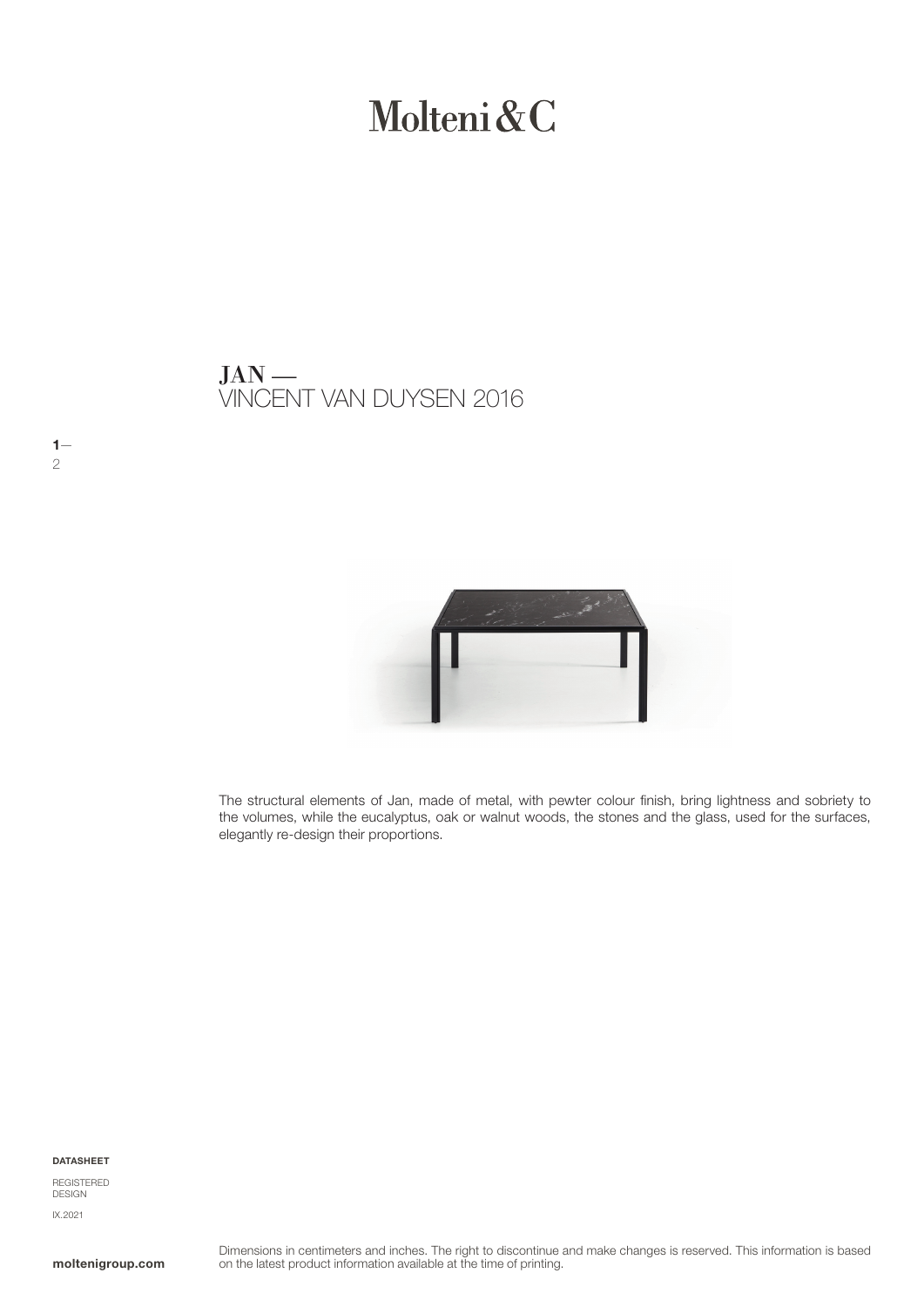# Molteni&C

## JAN —
VINCENT VAN DUYSEN 2016

The structural elements of Jan, made of metal, with pewter colour finish, bring lightness and sobriety to the volumes, while the eucalyptus, oak or walnut woods, the stones and the glass, used for the surfaces, elegantly re-design their proportions.

**DATASHEET**

REGISTERED DESIGN

IX.2021

**moltenigroup.com**

Dimensions in centimeters and inches. The right to discontinue and make changes is reserved. This information is based on the latest product information available at the time of printing.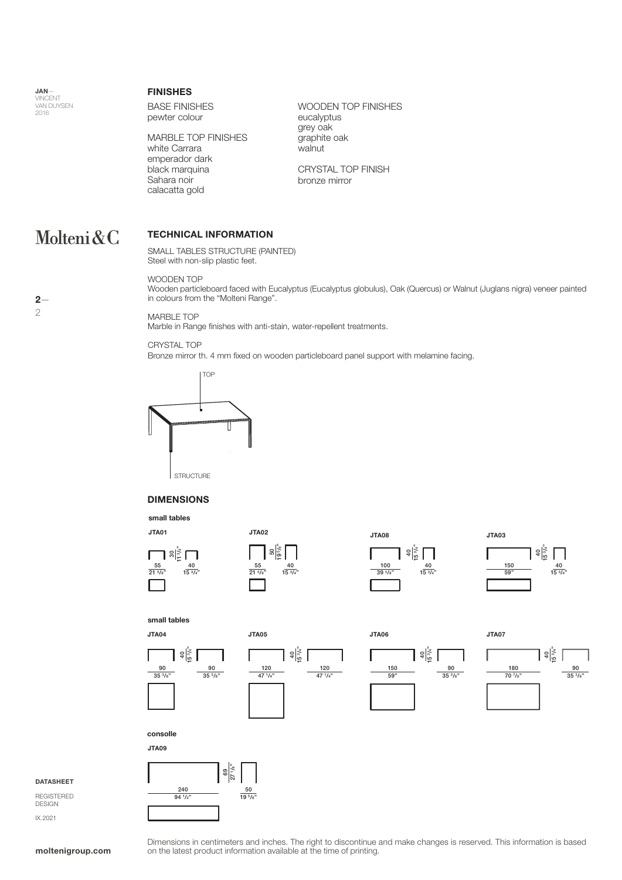JAN—
VINCENT
VAN DUYSEN
2016

## FINISHES

BASE FINISHES
pewter colour

MARBLE TOP FINISHES
white Carrara
emperador dark
black marquina
Sahara noir
calacatta gold

WOODEN TOP FINISHES
eucalyptus
grey oak
graphite oak
walnut

CRYSTAL TOP FINISH
bronze mirror

Molteni&C

## TECHNICAL INFORMATION

SMALL TABLES STRUCTURE (PAINTED)
Steel with non-slip plastic feet.

WOODEN TOP
Wooden particleboard faced with Eucalyptus (Eucalyptus globulus), Oak (Quercus) or Walnut (Juglans nigra) veneer painted in colours from the "Molteni Range".

MARBLE TOP
Marble in Range finishes with anti-stain, water-repellent treatments.

CRYSTAL TOP
Bronze mirror th. 4 mm fixed on wooden particleboard panel support with melamine facing.

TOP

STRUCTURE

## DIMENSIONS

**small tables**

**JTA01**
55 / 21 5/8"
30 / 11 3/4"
40 / 15 3/4"

**JTA02**
55 / 21 5/8"
50 / 19 5/8"
40 / 15 3/4"

**JTA08**
100 / 39 3/8"
40 / 15 3/4"
40 / 15 3/4"

**JTA03**
150 / 59"
40 / 15 3/4"
40 / 15 3/4"

**small tables**

**JTA04**
90 / 35 3/8"
40 / 15 3/4"
90 / 35 3/8"

**JTA05**
120 / 47 1/4"
40 / 15 3/4"
120 / 47 1/4"

**JTA06**
150 / 59"
40 / 15 3/4"
90 / 35 3/8"

**JTA07**
180 / 70 7/8"
40 / 15 3/4"
90 / 35 3/8"

**consolle**

**JTA09**
240 / 94 1/2"
69 / 27 1/8"
50 / 19 5/8"

**DATASHEET**

REGISTERED
DESIGN

IX.2021

**moltenigroup.com**

Dimensions in centimeters and inches. The right to discontinue and make changes is reserved. This information is based on the latest product information available at the time of printing.